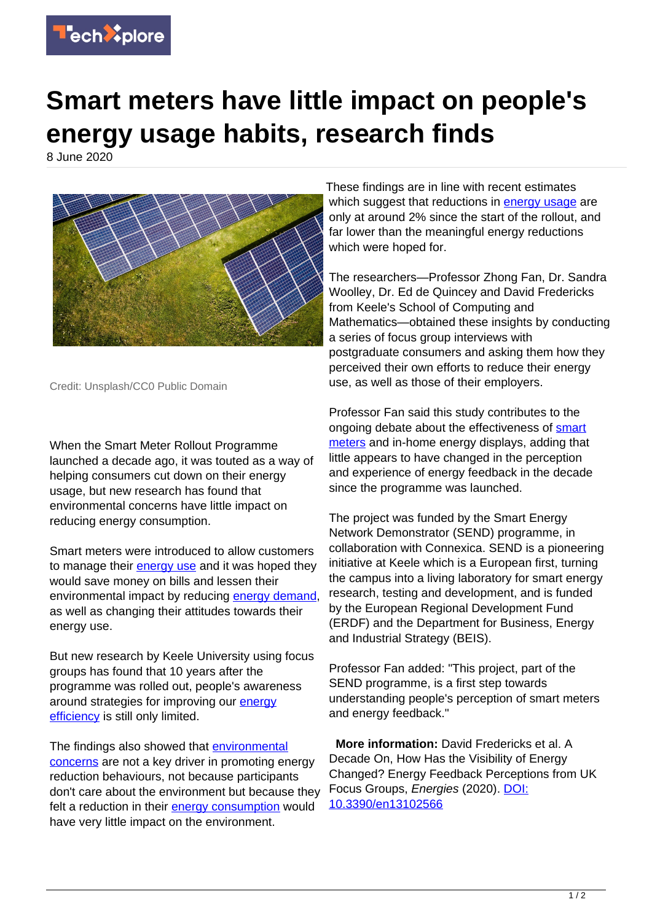# Smart meters have little impact on people's energy usage habits, research finds

8 June 2020

Credit: Unsplash/CC0 Public Domain

When the Smart Meter Rollout Programme launched a decade ago, it was touted as a way of helping consumers cut down on their energy usage, but new research has found that environmental concerns have little impact on reducing energy consumption.

Smart meters were introduced to allow customers to manage their energy use and it was hoped they would save money on bills and lessen their environmental impact by reducing energy demand, as well as changing their attitudes towards their energy use.

But new research by Keele University using focus groups has found that 10 years after the programme was rolled out, people's awareness around strategies for improving our energy efficiency is still only limited.

The findings also showed that environmental concerns are not a key driver in promoting energy reduction behaviours, not because participants don't care about the environment but because they felt a reduction in their energy consumption would have very little impact on the environment.

These findings are in line with recent estimates which suggest that reductions in energy usage are only at around 2% since the start of the rollout, and far lower than the meaningful energy reductions which were hoped for.

The researchers—Professor Zhong Fan, Dr. Sandra Woolley, Dr. Ed de Quincey and David Fredericks from Keele's School of Computing and Mathematics—obtained these insights by conducting a series of focus group interviews with postgraduate consumers and asking them how they perceived their own efforts to reduce their energy use, as well as those of their employers.

Professor Fan said this study contributes to the ongoing debate about the effectiveness of smart meters and in-home energy displays, adding that little appears to have changed in the perception and experience of energy feedback in the decade since the programme was launched.

The project was funded by the Smart Energy Network Demonstrator (SEND) programme, in collaboration with Connexica. SEND is a pioneering initiative at Keele which is a European first, turning the campus into a living laboratory for smart energy research, testing and development, and is funded by the European Regional Development Fund (ERDF) and the Department for Business, Energy and Industrial Strategy (BEIS).

Professor Fan added: "This project, part of the SEND programme, is a first step towards understanding people's perception of smart meters and energy feedback."

**More information:** David Fredericks et al. A Decade On, How Has the Visibility of Energy Changed? Energy Feedback Perceptions from UK Focus Groups, *Energies* (2020). DOI: 10.3390/en13102566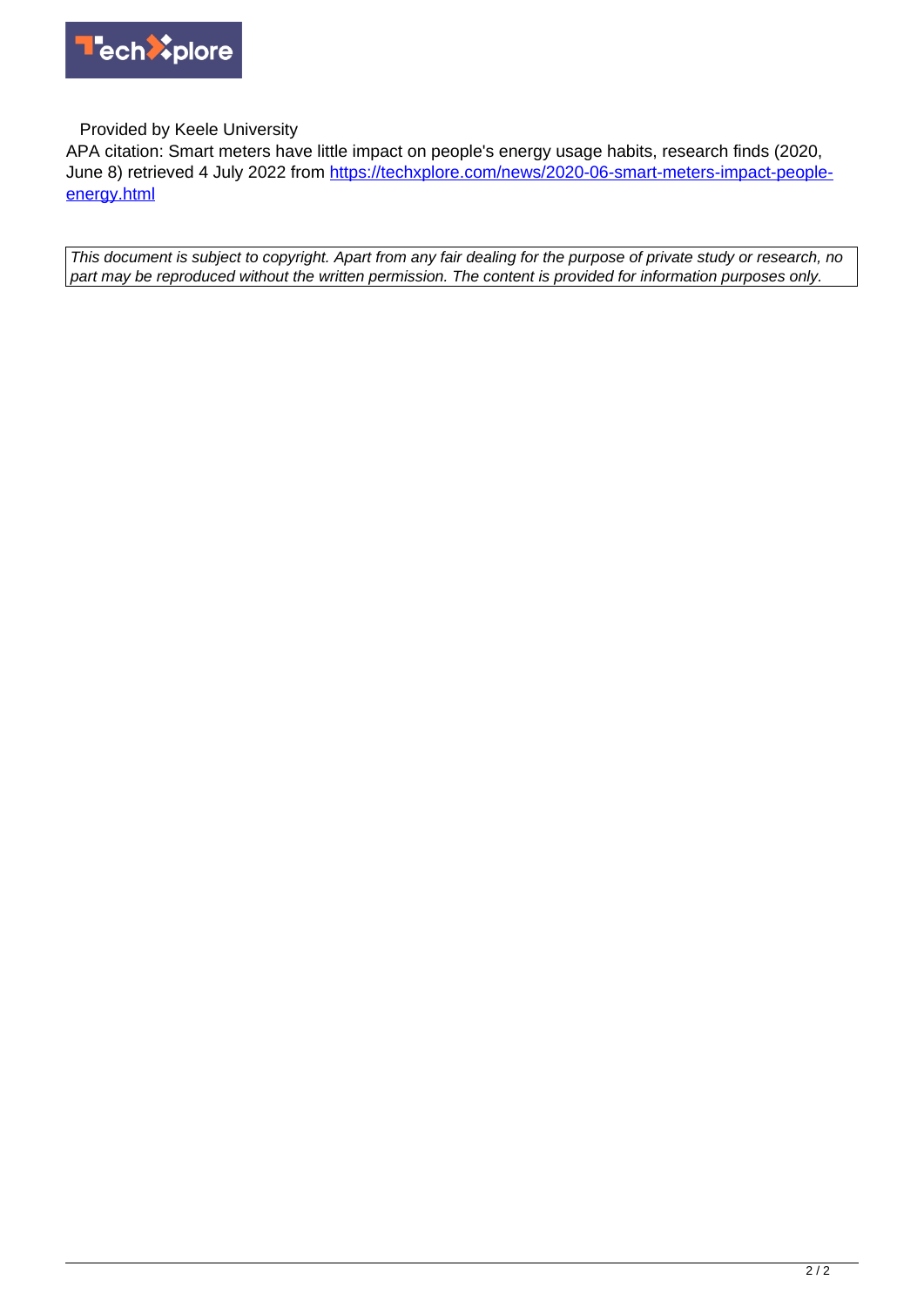Provided by Keele University

APA citation: Smart meters have little impact on people's energy usage habits, research finds (2020, June 8) retrieved 4 July 2022 from https://techxplore.com/news/2020-06-smart-meters-impact-people-energy.html

*This document is subject to copyright. Apart from any fair dealing for the purpose of private study or research, no part may be reproduced without the written permission. The content is provided for information purposes only.*